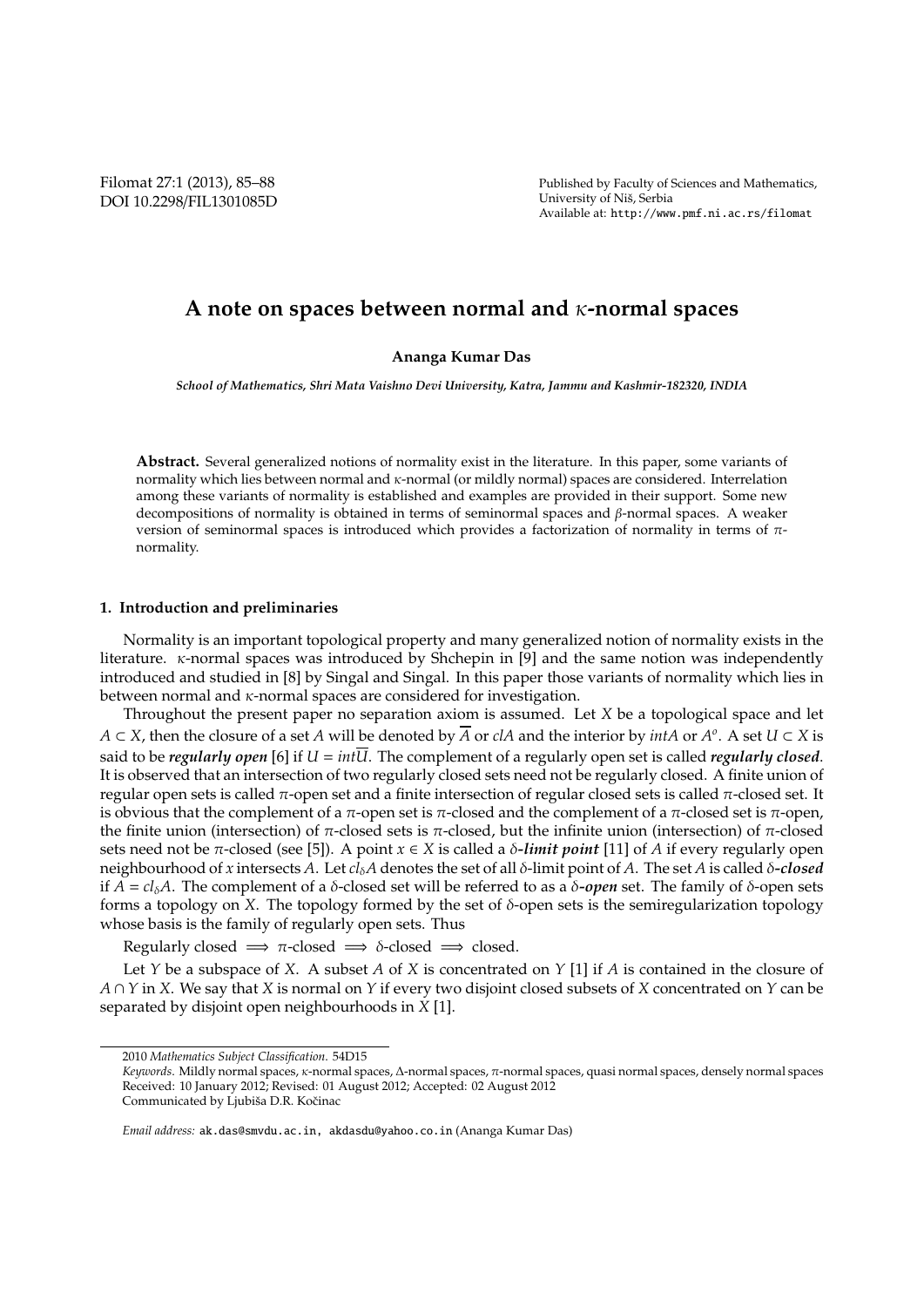# A note on spaces between normal and $\kappa$-normal spaces

**Ananga Kumar Das**

*School of Mathematics, Shri Mata Vaishno Devi University, Katra, Jammu and Kashmir-182320, INDIA*

**Abstract.** Several generalized notions of normality exist in the literature. In this paper, some variants of normality which lies between normal and $\kappa$-normal (or mildly normal) spaces are considered. Interrelation among these variants of normality is established and examples are provided in their support. Some new decompositions of normality is obtained in terms of seminormal spaces and $\beta$-normal spaces. A weaker version of seminormal spaces is introduced which provides a factorization of normality in terms of $\pi$-normality.

## 1. Introduction and preliminaries

Normality is an important topological property and many generalized notion of normality exists in the literature. $\kappa$-normal spaces was introduced by Shchepin in [9] and the same notion was independently introduced and studied in [8] by Singal and Singal. In this paper those variants of normality which lies in between normal and $\kappa$-normal spaces are considered for investigation.

Throughout the present paper no separation axiom is assumed. Let $X$ be a topological space and let $A \subset X$, then the closure of a set $A$ will be denoted by $\overline{A}$ or $clA$ and the interior by $intA$ or $A^o$. A set $U \subset X$ is said to be ***regularly open*** [6] if $U = int\overline{U}$. The complement of a regularly open set is called ***regularly closed***. It is observed that an intersection of two regularly closed sets need not be regularly closed. A finite union of regular open sets is called $\pi$-open set and a finite intersection of regular closed sets is called $\pi$-closed set. It is obvious that the complement of a $\pi$-open set is $\pi$-closed and the complement of a $\pi$-closed set is $\pi$-open, the finite union (intersection) of $\pi$-closed sets is $\pi$-closed, but the infinite union (intersection) of $\pi$-closed sets need not be $\pi$-closed (see [5]). A point $x \in X$ is called a ***$\delta$-limit point*** [11] of $A$ if every regularly open neighbourhood of $x$ intersects $A$. Let $cl_\delta A$ denotes the set of all $\delta$-limit point of $A$. The set $A$ is called ***$\delta$-closed*** if $A = cl_\delta A$. The complement of a $\delta$-closed set will be referred to as a ***$\delta$-open*** set. The family of $\delta$-open sets forms a topology on $X$. The topology formed by the set of $\delta$-open sets is the semiregularization topology whose basis is the family of regularly open sets. Thus

Regularly closed $\implies$ $\pi$-closed $\implies$ $\delta$-closed $\implies$ closed.

Let $Y$ be a subspace of $X$. A subset $A$ of $X$ is concentrated on $Y$ [1] if $A$ is contained in the closure of $A \cap Y$ in $X$. We say that $X$ is normal on $Y$ if every two disjoint closed subsets of $X$ concentrated on $Y$ can be separated by disjoint open neighbourhoods in $X$ [1].

---

2010 *Mathematics Subject Classification*. 54D15

*Keywords*. Mildly normal spaces, $\kappa$-normal spaces, $\Delta$-normal spaces, $\pi$-normal spaces, quasi normal spaces, densely normal spaces

Received: 10 January 2012; Revised: 01 August 2012; Accepted: 02 August 2012

Communicated by Ljubiša D.R. Kočinac

*Email address:* ak.das@smvdu.ac.in, akdasdu@yahoo.co.in (Ananga Kumar Das)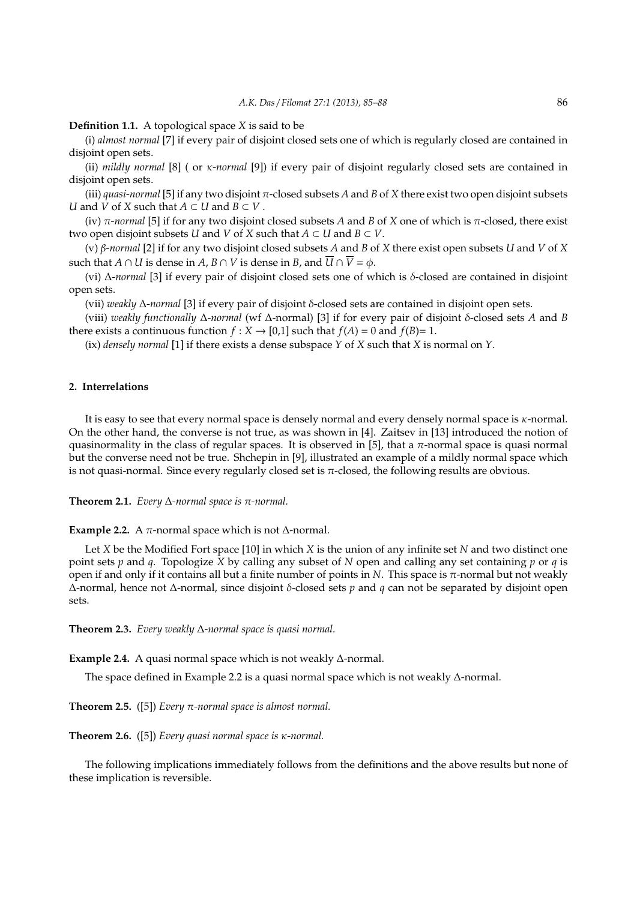**Definition 1.1.** A topological space $X$ is said to be

(i) *almost normal* [7] if every pair of disjoint closed sets one of which is regularly closed are contained in disjoint open sets.

(ii) *mildly normal* [8] ( or $\kappa$*-normal* [9]) if every pair of disjoint regularly closed sets are contained in disjoint open sets.

(iii) *quasi-normal* [5] if any two disjoint $\pi$-closed subsets $A$ and $B$ of $X$ there exist two open disjoint subsets $U$ and $V$ of $X$ such that $A \subset U$ and $B \subset V$.

(iv) $\pi$*-normal* [5] if for any two disjoint closed subsets $A$ and $B$ of $X$ one of which is $\pi$-closed, there exist two open disjoint subsets $U$ and $V$ of $X$ such that $A \subset U$ and $B \subset V$.

(v) $\beta$*-normal* [2] if for any two disjoint closed subsets $A$ and $B$ of $X$ there exist open subsets $U$ and $V$ of $X$ such that $A \cap U$ is dense in $A$, $B \cap V$ is dense in $B$, and $\overline{U} \cap \overline{V} = \phi$.

(vi) $\Delta$*-normal* [3] if every pair of disjoint closed sets one of which is $\delta$-closed are contained in disjoint open sets.

(vii) *weakly* $\Delta$*-normal* [3] if every pair of disjoint $\delta$-closed sets are contained in disjoint open sets.

(viii) *weakly functionally* $\Delta$*-normal* (wf $\Delta$-normal) [3] if for every pair of disjoint $\delta$-closed sets $A$ and $B$ there exists a continuous function $f : X \to [0,1]$ such that $f(A) = 0$ and $f(B) = 1$.

(ix) *densely normal* [1] if there exists a dense subspace $Y$ of $X$ such that $X$ is normal on $Y$.

## 2. Interrelations

It is easy to see that every normal space is densely normal and every densely normal space is $\kappa$-normal. On the other hand, the converse is not true, as was shown in [4]. Zaitsev in [13] introduced the notion of quasinormality in the class of regular spaces. It is observed in [5], that a $\pi$-normal space is quasi normal but the converse need not be true. Shchepin in [9], illustrated an example of a mildly normal space which is not quasi-normal. Since every regularly closed set is $\pi$-closed, the following results are obvious.

**Theorem 2.1.** *Every* $\Delta$*-normal space is* $\pi$*-normal.*

**Example 2.2.** A $\pi$-normal space which is not $\Delta$-normal.

Let $X$ be the Modified Fort space [10] in which $X$ is the union of any infinite set $N$ and two distinct one point sets $p$ and $q$. Topologize $X$ by calling any subset of $N$ open and calling any set containing $p$ or $q$ is open if and only if it contains all but a finite number of points in $N$. This space is $\pi$-normal but not weakly $\Delta$-normal, hence not $\Delta$-normal, since disjoint $\delta$-closed sets $p$ and $q$ can not be separated by disjoint open sets.

**Theorem 2.3.** *Every weakly* $\Delta$*-normal space is quasi normal.*

**Example 2.4.** A quasi normal space which is not weakly $\Delta$-normal.

The space defined in Example 2.2 is a quasi normal space which is not weakly $\Delta$-normal.

**Theorem 2.5.** ([5]) *Every* $\pi$*-normal space is almost normal.*

**Theorem 2.6.** ([5]) *Every quasi normal space is* $\kappa$*-normal.*

The following implications immediately follows from the definitions and the above results but none of these implication is reversible.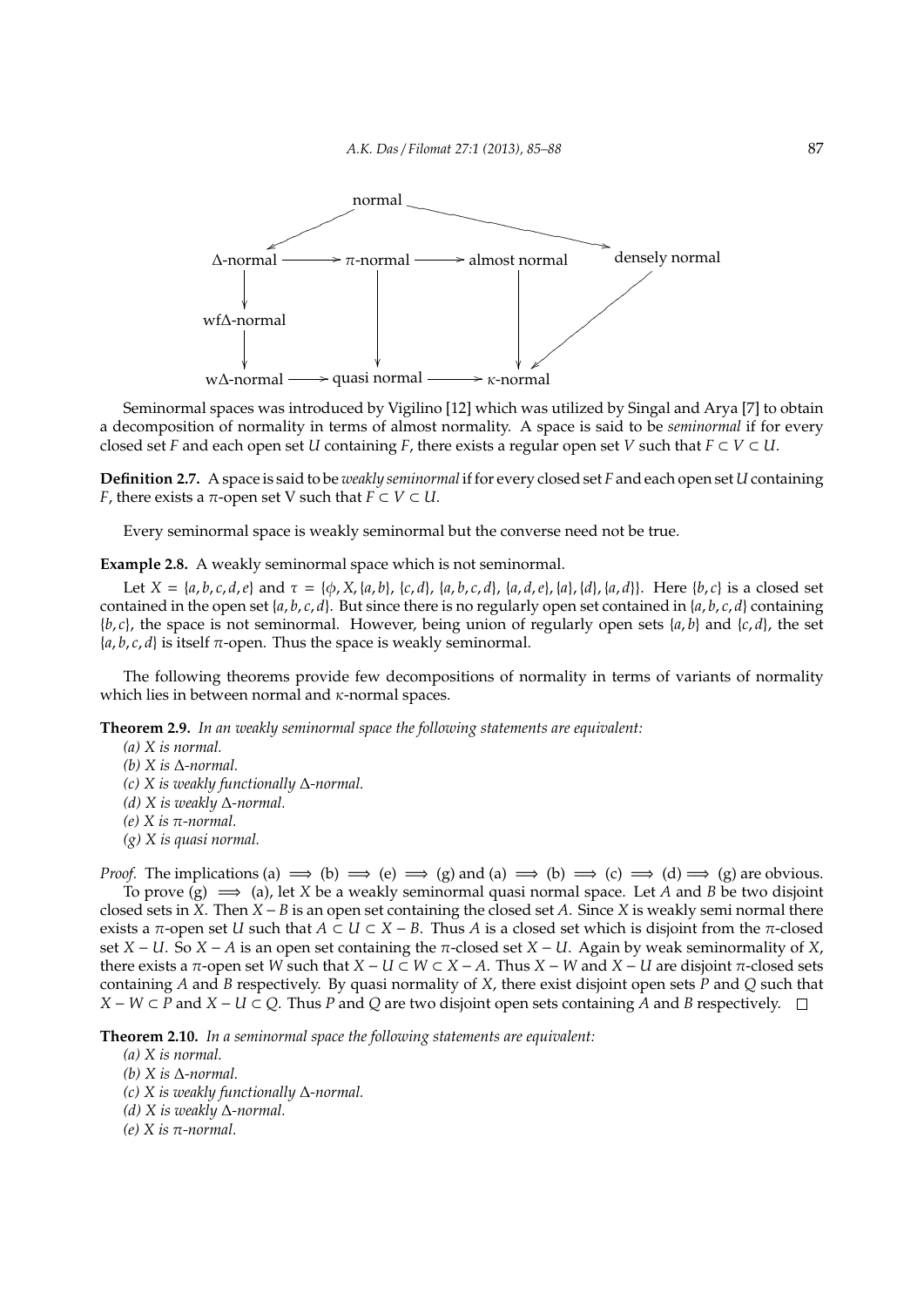normal

Δ-normal → π-normal → almost normal      densely normal

wfΔ-normal

wΔ-normal → quasi normal → κ-normal

Seminormal spaces was introduced by Vigilino [12] which was utilized by Singal and Arya [7] to obtain a decomposition of normality in terms of almost normality. A space is said to be *seminormal* if for every closed set $F$ and each open set $U$ containing $F$, there exists a regular open set $V$ such that $F \subset V \subset U$.

**Definition 2.7.** A space is said to be *weakly seminormal* if for every closed set $F$ and each open set $U$ containing $F$, there exists a $\pi$-open set V such that $F \subset V \subset U$.

Every seminormal space is weakly seminormal but the converse need not be true.

**Example 2.8.** A weakly seminormal space which is not seminormal.

Let $X = \{a, b, c, d, e\}$ and $\tau = \{\phi, X, \{a, b\}, \{c, d\}, \{a, b, c, d\}, \{a, d, e\}, \{a\}, \{d\}, \{a, d\}\}$. Here $\{b, c\}$ is a closed set contained in the open set $\{a, b, c, d\}$. But since there is no regularly open set contained in $\{a, b, c, d\}$ containing $\{b, c\}$, the space is not seminormal. However, being union of regularly open sets $\{a, b\}$ and $\{c, d\}$, the set $\{a, b, c, d\}$ is itself $\pi$-open. Thus the space is weakly seminormal.

The following theorems provide few decompositions of normality in terms of variants of normality which lies in between normal and $\kappa$-normal spaces.

**Theorem 2.9.** *In an weakly seminormal space the following statements are equivalent:*

*(a) X is normal.*

*(b) X is Δ-normal.*

*(c) X is weakly functionally Δ-normal.*

*(d) X is weakly Δ-normal.*

*(e) X is π-normal.*

*(g) X is quasi normal.*

*Proof.* The implications (a) $\implies$ (b) $\implies$ (e) $\implies$ (g) and (a) $\implies$ (b) $\implies$ (c) $\implies$ (d) $\implies$ (g) are obvious.

To prove (g) $\implies$ (a), let $X$ be a weakly seminormal quasi normal space. Let $A$ and $B$ be two disjoint closed sets in $X$. Then $X - B$ is an open set containing the closed set $A$. Since $X$ is weakly semi normal there exists a $\pi$-open set $U$ such that $A \subset U \subset X - B$. Thus $A$ is a closed set which is disjoint from the $\pi$-closed set $X - U$. So $X - A$ is an open set containing the $\pi$-closed set $X - U$. Again by weak seminormality of $X$, there exists a $\pi$-open set $W$ such that $X - U \subset W \subset X - A$. Thus $X - W$ and $X - U$ are disjoint $\pi$-closed sets containing $A$ and $B$ respectively. By quasi normality of $X$, there exist disjoint open sets $P$ and $Q$ such that $X - W \subset P$ and $X - U \subset Q$. Thus $P$ and $Q$ are two disjoint open sets containing $A$ and $B$ respectively. □

**Theorem 2.10.** *In a seminormal space the following statements are equivalent:*

*(a) X is normal.*

*(b) X is Δ-normal.*

*(c) X is weakly functionally Δ-normal.*

*(d) X is weakly Δ-normal.*

*(e) X is π-normal.*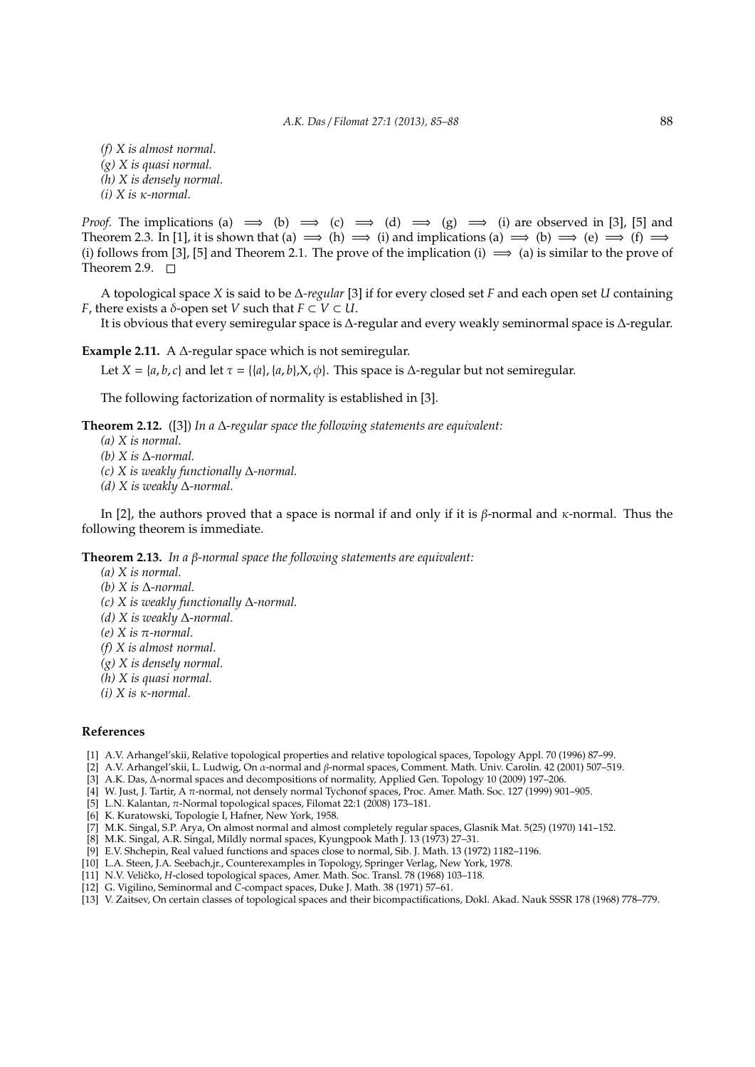*(f) X is almost normal.*
*(g) X is quasi normal.*
*(h) X is densely normal.*
*(i) X is $\kappa$-normal.*

*Proof.* The implications (a) $\implies$ (b) $\implies$ (c) $\implies$ (d) $\implies$ (g) $\implies$ (i) are observed in [3], [5] and Theorem 2.3. In [1], it is shown that (a) $\implies$ (h) $\implies$ (i) and implications (a) $\implies$ (b) $\implies$ (e) $\implies$ (f) $\implies$ (i) follows from [3], [5] and Theorem 2.1. The prove of the implication (i) $\implies$ (a) is similar to the prove of Theorem 2.9. □

A topological space $X$ is said to be $\Delta$-*regular* [3] if for every closed set $F$ and each open set $U$ containing $F$, there exists a $\delta$-open set $V$ such that $F \subset V \subset U$.

It is obvious that every semiregular space is $\Delta$-regular and every weakly seminormal space is $\Delta$-regular.

**Example 2.11.** A $\Delta$-regular space which is not semiregular.

Let $X = \{a, b, c\}$ and let $\tau = \{\{a\}, \{a, b\}, X, \phi\}$. This space is $\Delta$-regular but not semiregular.

The following factorization of normality is established in [3].

**Theorem 2.12.** ([3]) *In a $\Delta$-regular space the following statements are equivalent:*

*(a) X is normal.*
*(b) X is $\Delta$-normal.*
*(c) X is weakly functionally $\Delta$-normal.*
*(d) X is weakly $\Delta$-normal.*

In [2], the authors proved that a space is normal if and only if it is $\beta$-normal and $\kappa$-normal. Thus the following theorem is immediate.

**Theorem 2.13.** *In a $\beta$-normal space the following statements are equivalent:*

*(a) X is normal.*
*(b) X is $\Delta$-normal.*
*(c) X is weakly functionally $\Delta$-normal.*
*(d) X is weakly $\Delta$-normal.*
*(e) X is $\pi$-normal.*
*(f) X is almost normal.*
*(g) X is densely normal.*
*(h) X is quasi normal.*
*(i) X is $\kappa$-normal.*

## References

[1] A.V. Arhangel'skii, Relative topological properties and relative topological spaces, Topology Appl. 70 (1996) 87–99.
[2] A.V. Arhangel'skii, L. Ludwig, On $\alpha$-normal and $\beta$-normal spaces, Comment. Math. Univ. Carolin. 42 (2001) 507–519.
[3] A.K. Das, $\Delta$-normal spaces and decompositions of normality, Applied Gen. Topology 10 (2009) 197–206.
[4] W. Just, J. Tartir, A $\pi$-normal, not densely normal Tychonof spaces, Proc. Amer. Math. Soc. 127 (1999) 901–905.
[5] L.N. Kalantan, $\pi$-Normal topological spaces, Filomat 22:1 (2008) 173–181.
[6] K. Kuratowski, Topologie I, Hafner, New York, 1958.
[7] M.K. Singal, S.P. Arya, On almost normal and almost completely regular spaces, Glasnik Mat. 5(25) (1970) 141–152.
[8] M.K. Singal, A.R. Singal, Mildly normal spaces, Kyungpook Math J. 13 (1973) 27–31.
[9] E.V. Shchepin, Real valued functions and spaces close to normal, Sib. J. Math. 13 (1972) 1182–1196.
[10] L.A. Steen, J.A. Seebach,jr., Counterexamples in Topology, Springer Verlag, New York, 1978.
[11] N.V. Veličko, *H*-closed topological spaces, Amer. Math. Soc. Transl. 78 (1968) 103–118.
[12] G. Vigilino, Seminormal and *C*-compact spaces, Duke J. Math. 38 (1971) 57–61.
[13] V. Zaitsev, On certain classes of topological spaces and their bicompactifications, Dokl. Akad. Nauk SSSR 178 (1968) 778–779.